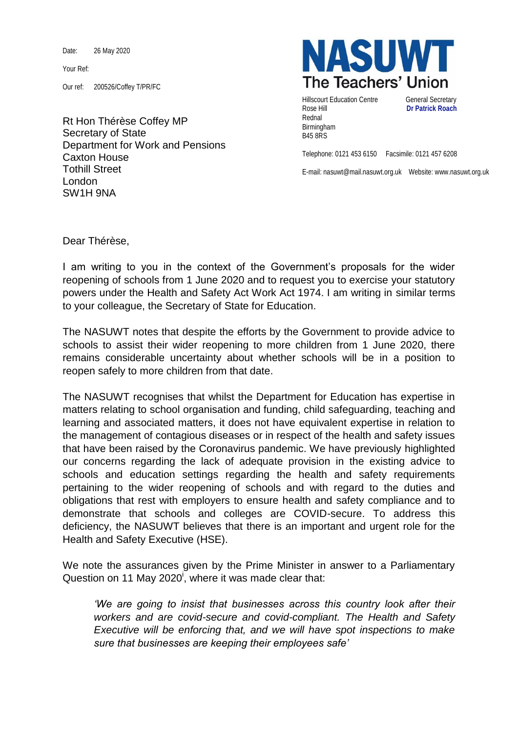Date: 26 May 2020

Your Ref:

Our ref: 200526/Coffey T/PR/FC

**NASUWT**
**The Teachers' Union**

Hillscourt Education Centre
Rose Hill
Rednal
Birmingham
B45 8RS

General Secretary
**Dr Patrick Roach**

Telephone: 0121 453 6150 Facsimile: 0121 457 6208

E-mail: nasuwt@mail.nasuwt.org.uk Website: www.nasuwt.org.uk

Rt Hon Thérèse Coffey MP
Secretary of State
Department for Work and Pensions
Caxton House
Tothill Street
London
SW1H 9NA

Dear Thérèse,

I am writing to you in the context of the Government's proposals for the wider reopening of schools from 1 June 2020 and to request you to exercise your statutory powers under the Health and Safety Act Work Act 1974. I am writing in similar terms to your colleague, the Secretary of State for Education.

The NASUWT notes that despite the efforts by the Government to provide advice to schools to assist their wider reopening to more children from 1 June 2020, there remains considerable uncertainty about whether schools will be in a position to reopen safely to more children from that date.

The NASUWT recognises that whilst the Department for Education has expertise in matters relating to school organisation and funding, child safeguarding, teaching and learning and associated matters, it does not have equivalent expertise in relation to the management of contagious diseases or in respect of the health and safety issues that have been raised by the Coronavirus pandemic. We have previously highlighted our concerns regarding the lack of adequate provision in the existing advice to schools and education settings regarding the health and safety requirements pertaining to the wider reopening of schools and with regard to the duties and obligations that rest with employers to ensure health and safety compliance and to demonstrate that schools and colleges are COVID-secure. To address this deficiency, the NASUWT believes that there is an important and urgent role for the Health and Safety Executive (HSE).

We note the assurances given by the Prime Minister in answer to a Parliamentary Question on 11 May 2020[i], where it was made clear that:

> *'We are going to insist that businesses across this country look after their workers and are covid-secure and covid-compliant. The Health and Safety Executive will be enforcing that, and we will have spot inspections to make sure that businesses are keeping their employees safe'*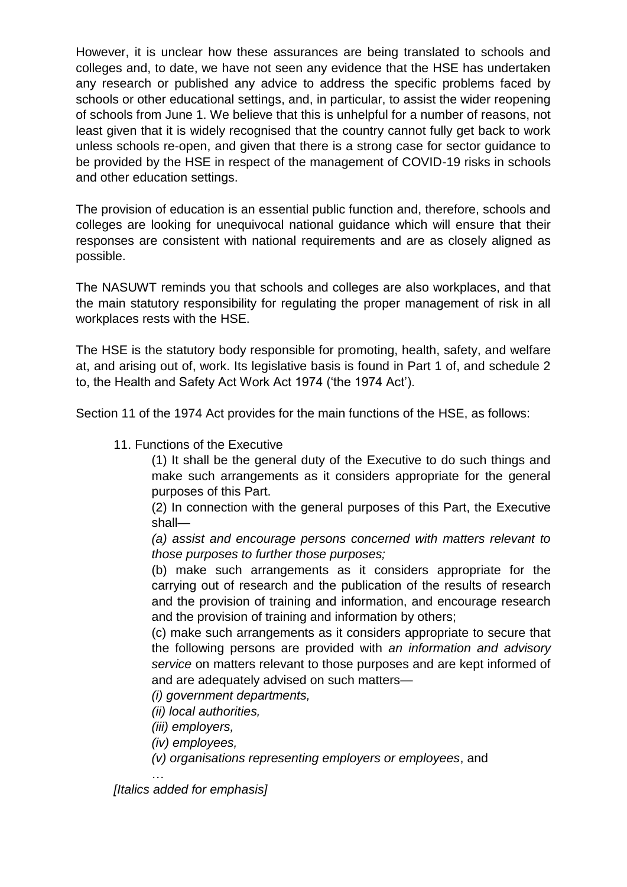However, it is unclear how these assurances are being translated to schools and colleges and, to date, we have not seen any evidence that the HSE has undertaken any research or published any advice to address the specific problems faced by schools or other educational settings, and, in particular, to assist the wider reopening of schools from June 1. We believe that this is unhelpful for a number of reasons, not least given that it is widely recognised that the country cannot fully get back to work unless schools re-open, and given that there is a strong case for sector guidance to be provided by the HSE in respect of the management of COVID-19 risks in schools and other education settings.

The provision of education is an essential public function and, therefore, schools and colleges are looking for unequivocal national guidance which will ensure that their responses are consistent with national requirements and are as closely aligned as possible.

The NASUWT reminds you that schools and colleges are also workplaces, and that the main statutory responsibility for regulating the proper management of risk in all workplaces rests with the HSE.

The HSE is the statutory body responsible for promoting, health, safety, and welfare at, and arising out of, work. Its legislative basis is found in Part 1 of, and schedule 2 to, the Health and Safety Act Work Act 1974 ('the 1974 Act').

Section 11 of the 1974 Act provides for the main functions of the HSE, as follows:

> 11. Functions of the Executive
>
> (1) It shall be the general duty of the Executive to do such things and make such arrangements as it considers appropriate for the general purposes of this Part.
>
> (2) In connection with the general purposes of this Part, the Executive shall—
>
> *(a) assist and encourage persons concerned with matters relevant to those purposes to further those purposes;*
>
> (b) make such arrangements as it considers appropriate for the carrying out of research and the publication of the results of research and the provision of training and information, and encourage research and the provision of training and information by others;
>
> (c) make such arrangements as it considers appropriate to secure that the following persons are provided with *an information and advisory service* on matters relevant to those purposes and are kept informed of and are adequately advised on such matters—
>
> *(i) government departments,*
>
> *(ii) local authorities,*
>
> *(iii) employers,*
>
> *(iv) employees,*
>
> *(v) organisations representing employers or employees*, and
>
> …

*[Italics added for emphasis]*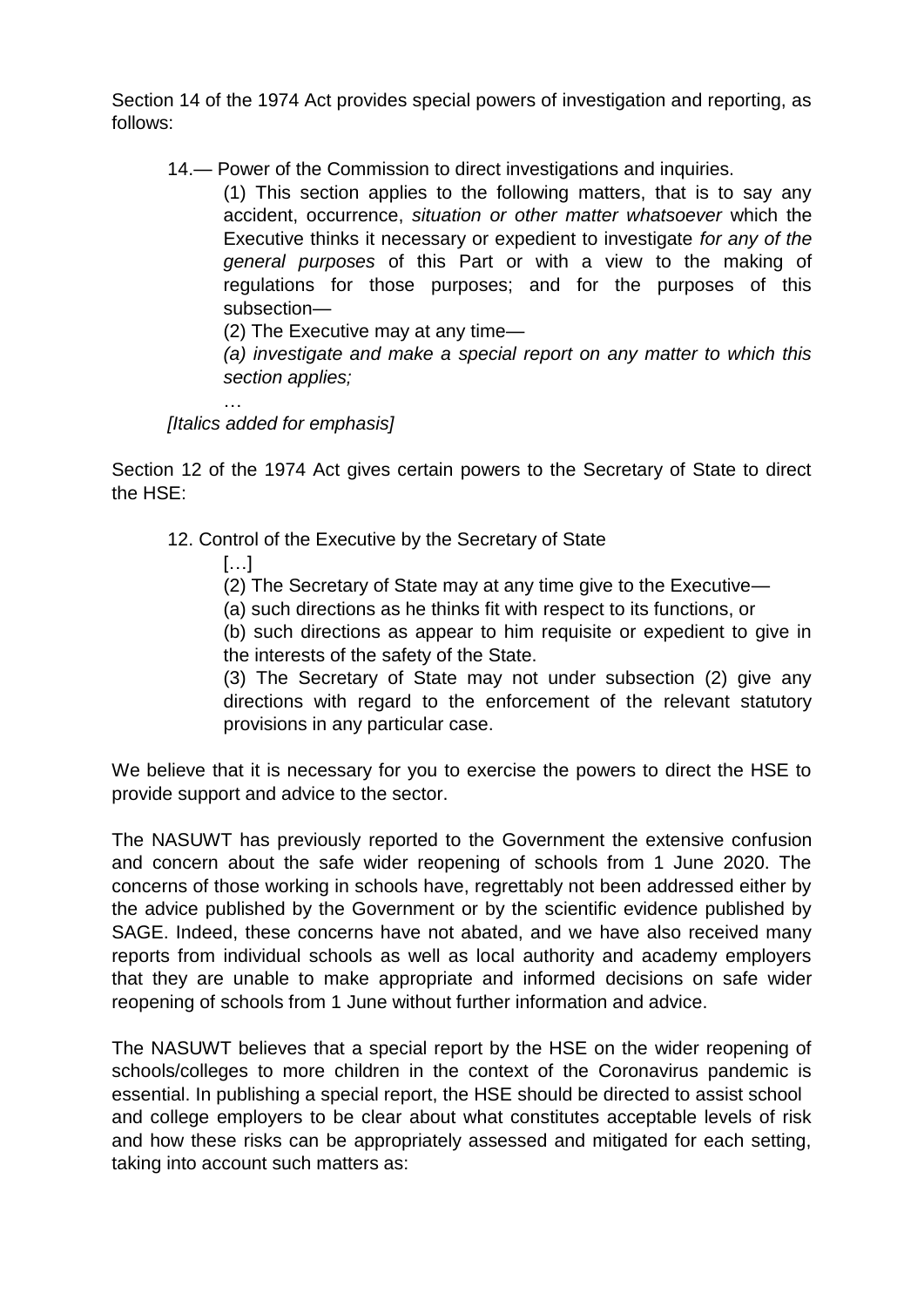Section 14 of the 1974 Act provides special powers of investigation and reporting, as follows:

> 14.— Power of the Commission to direct investigations and inquiries.
>
> (1) This section applies to the following matters, that is to say any accident, occurrence, *situation or other matter whatsoever* which the Executive thinks it necessary or expedient to investigate *for any of the general purposes* of this Part or with a view to the making of regulations for those purposes; and for the purposes of this subsection—
>
> (2) The Executive may at any time—
>
> *(a) investigate and make a special report on any matter to which this section applies;*
>
> …
>
> *[Italics added for emphasis]*

Section 12 of the 1974 Act gives certain powers to the Secretary of State to direct the HSE:

> 12. Control of the Executive by the Secretary of State
>
> […]
>
> (2) The Secretary of State may at any time give to the Executive—
>
> (a) such directions as he thinks fit with respect to its functions, or
>
> (b) such directions as appear to him requisite or expedient to give in the interests of the safety of the State.
>
> (3) The Secretary of State may not under subsection (2) give any directions with regard to the enforcement of the relevant statutory provisions in any particular case.

We believe that it is necessary for you to exercise the powers to direct the HSE to provide support and advice to the sector.

The NASUWT has previously reported to the Government the extensive confusion and concern about the safe wider reopening of schools from 1 June 2020. The concerns of those working in schools have, regrettably not been addressed either by the advice published by the Government or by the scientific evidence published by SAGE. Indeed, these concerns have not abated, and we have also received many reports from individual schools as well as local authority and academy employers that they are unable to make appropriate and informed decisions on safe wider reopening of schools from 1 June without further information and advice.

The NASUWT believes that a special report by the HSE on the wider reopening of schools/colleges to more children in the context of the Coronavirus pandemic is essential. In publishing a special report, the HSE should be directed to assist school and college employers to be clear about what constitutes acceptable levels of risk and how these risks can be appropriately assessed and mitigated for each setting, taking into account such matters as: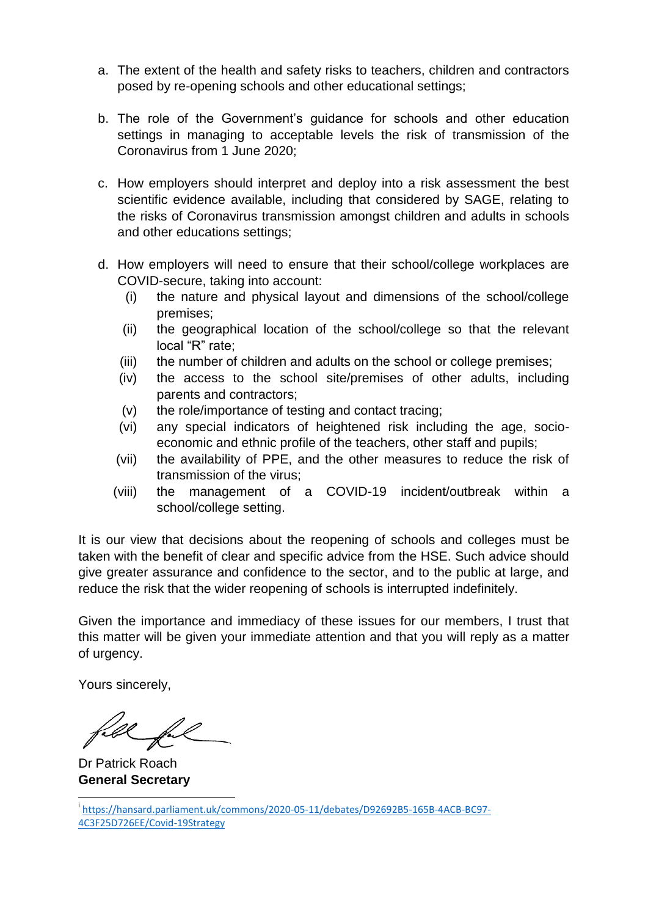a. The extent of the health and safety risks to teachers, children and contractors posed by re-opening schools and other educational settings;

b. The role of the Government's guidance for schools and other education settings in managing to acceptable levels the risk of transmission of the Coronavirus from 1 June 2020;

c. How employers should interpret and deploy into a risk assessment the best scientific evidence available, including that considered by SAGE, relating to the risks of Coronavirus transmission amongst children and adults in schools and other educations settings;

d. How employers will need to ensure that their school/college workplaces are COVID-secure, taking into account:
   (i) the nature and physical layout and dimensions of the school/college premises;
   (ii) the geographical location of the school/college so that the relevant local "R" rate;
   (iii) the number of children and adults on the school or college premises;
   (iv) the access to the school site/premises of other adults, including parents and contractors;
   (v) the role/importance of testing and contact tracing;
   (vi) any special indicators of heightened risk including the age, socio-economic and ethnic profile of the teachers, other staff and pupils;
   (vii) the availability of PPE, and the other measures to reduce the risk of transmission of the virus;
   (viii) the management of a COVID-19 incident/outbreak within a school/college setting.

It is our view that decisions about the reopening of schools and colleges must be taken with the benefit of clear and specific advice from the HSE. Such advice should give greater assurance and confidence to the sector, and to the public at large, and reduce the risk that the wider reopening of schools is interrupted indefinitely.

Given the importance and immediacy of these issues for our members, I trust that this matter will be given your immediate attention and that you will reply as a matter of urgency.

Yours sincerely,

Dr Patrick Roach
**General Secretary**

[i] https://hansard.parliament.uk/commons/2020-05-11/debates/D92692B5-165B-4ACB-BC97-4C3F25D726EE/Covid-19Strategy